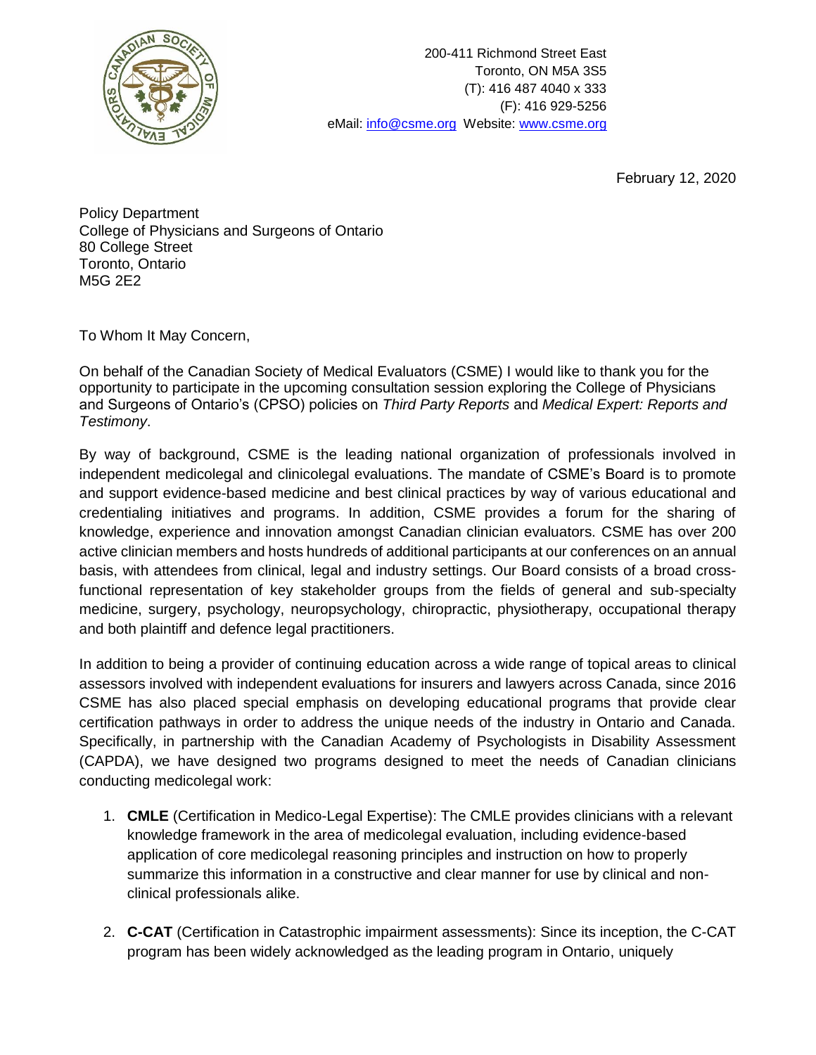200-411 Richmond Street East
Toronto, ON M5A 3S5
(T): 416 487 4040 x 333
(F): 416 929-5256
eMail: info@csme.org Website: www.csme.org

February 12, 2020

Policy Department
College of Physicians and Surgeons of Ontario
80 College Street
Toronto, Ontario
M5G 2E2

To Whom It May Concern,

On behalf of the Canadian Society of Medical Evaluators (CSME) I would like to thank you for the opportunity to participate in the upcoming consultation session exploring the College of Physicians and Surgeons of Ontario's (CPSO) policies on *Third Party Reports* and *Medical Expert: Reports and Testimony*.

By way of background, CSME is the leading national organization of professionals involved in independent medicolegal and clinicolegal evaluations. The mandate of CSME's Board is to promote and support evidence-based medicine and best clinical practices by way of various educational and credentialing initiatives and programs. In addition, CSME provides a forum for the sharing of knowledge, experience and innovation amongst Canadian clinician evaluators. CSME has over 200 active clinician members and hosts hundreds of additional participants at our conferences on an annual basis, with attendees from clinical, legal and industry settings. Our Board consists of a broad cross-functional representation of key stakeholder groups from the fields of general and sub-specialty medicine, surgery, psychology, neuropsychology, chiropractic, physiotherapy, occupational therapy and both plaintiff and defence legal practitioners.

In addition to being a provider of continuing education across a wide range of topical areas to clinical assessors involved with independent evaluations for insurers and lawyers across Canada, since 2016 CSME has also placed special emphasis on developing educational programs that provide clear certification pathways in order to address the unique needs of the industry in Ontario and Canada. Specifically, in partnership with the Canadian Academy of Psychologists in Disability Assessment (CAPDA), we have designed two programs designed to meet the needs of Canadian clinicians conducting medicolegal work:

1. **CMLE** (Certification in Medico-Legal Expertise): The CMLE provides clinicians with a relevant knowledge framework in the area of medicolegal evaluation, including evidence-based application of core medicolegal reasoning principles and instruction on how to properly summarize this information in a constructive and clear manner for use by clinical and non-clinical professionals alike.

2. **C-CAT** (Certification in Catastrophic impairment assessments): Since its inception, the C-CAT program has been widely acknowledged as the leading program in Ontario, uniquely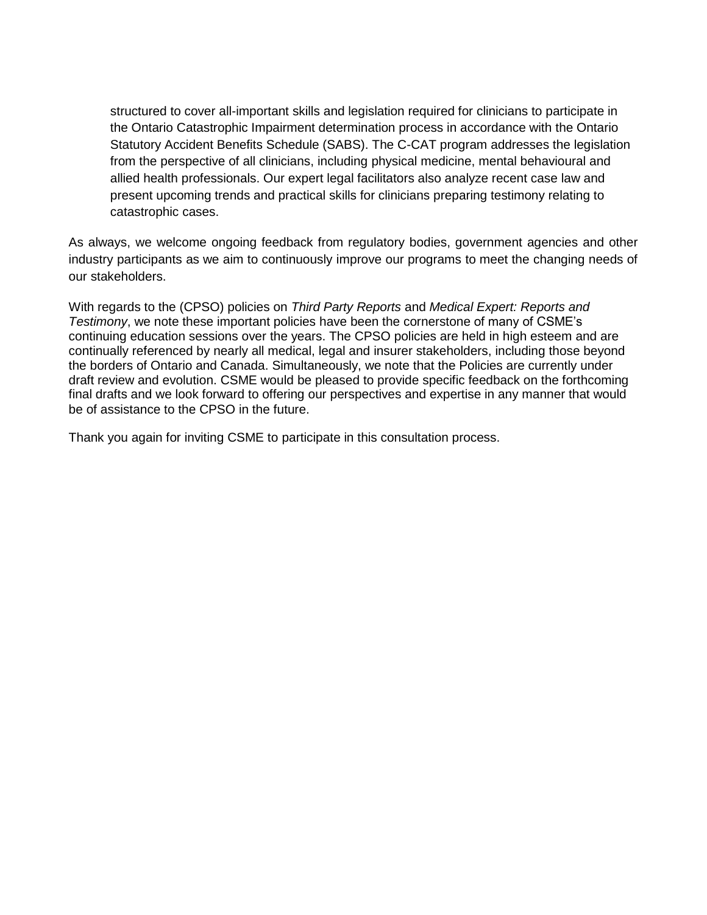structured to cover all-important skills and legislation required for clinicians to participate in the Ontario Catastrophic Impairment determination process in accordance with the Ontario Statutory Accident Benefits Schedule (SABS). The C-CAT program addresses the legislation from the perspective of all clinicians, including physical medicine, mental behavioural and allied health professionals. Our expert legal facilitators also analyze recent case law and present upcoming trends and practical skills for clinicians preparing testimony relating to catastrophic cases.

As always, we welcome ongoing feedback from regulatory bodies, government agencies and other industry participants as we aim to continuously improve our programs to meet the changing needs of our stakeholders.

With regards to the (CPSO) policies on *Third Party Reports* and *Medical Expert: Reports and Testimony*, we note these important policies have been the cornerstone of many of CSME's continuing education sessions over the years. The CPSO policies are held in high esteem and are continually referenced by nearly all medical, legal and insurer stakeholders, including those beyond the borders of Ontario and Canada. Simultaneously, we note that the Policies are currently under draft review and evolution. CSME would be pleased to provide specific feedback on the forthcoming final drafts and we look forward to offering our perspectives and expertise in any manner that would be of assistance to the CPSO in the future.

Thank you again for inviting CSME to participate in this consultation process.